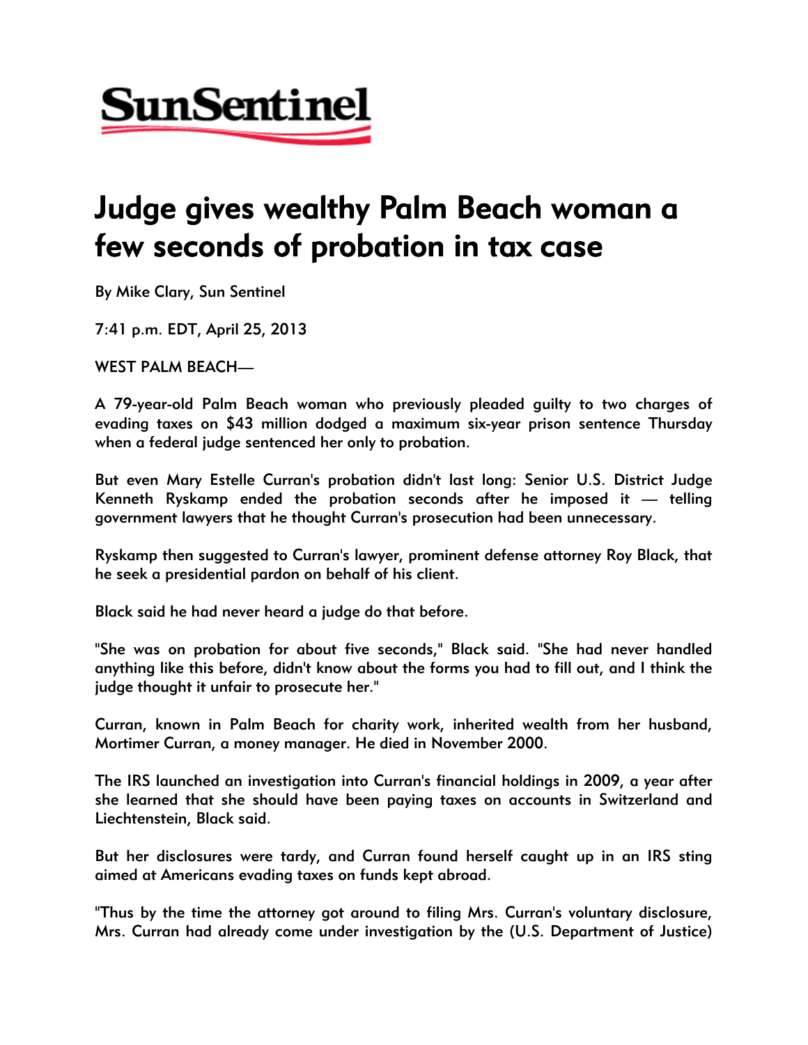SunSentinel

# Judge gives wealthy Palm Beach woman a few seconds of probation in tax case

By Mike Clary, Sun Sentinel

7:41 p.m. EDT, April 25, 2013

WEST PALM BEACH—

A 79-year-old Palm Beach woman who previously pleaded guilty to two charges of evading taxes on $43 million dodged a maximum six-year prison sentence Thursday when a federal judge sentenced her only to probation.

But even Mary Estelle Curran's probation didn't last long: Senior U.S. District Judge Kenneth Ryskamp ended the probation seconds after he imposed it — telling government lawyers that he thought Curran's prosecution had been unnecessary.

Ryskamp then suggested to Curran's lawyer, prominent defense attorney Roy Black, that he seek a presidential pardon on behalf of his client.

Black said he had never heard a judge do that before.

"She was on probation for about five seconds," Black said. "She had never handled anything like this before, didn't know about the forms you had to fill out, and I think the judge thought it unfair to prosecute her."

Curran, known in Palm Beach for charity work, inherited wealth from her husband, Mortimer Curran, a money manager. He died in November 2000.

The IRS launched an investigation into Curran's financial holdings in 2009, a year after she learned that she should have been paying taxes on accounts in Switzerland and Liechtenstein, Black said.

But her disclosures were tardy, and Curran found herself caught up in an IRS sting aimed at Americans evading taxes on funds kept abroad.

"Thus by the time the attorney got around to filing Mrs. Curran's voluntary disclosure, Mrs. Curran had already come under investigation by the (U.S. Department of Justice)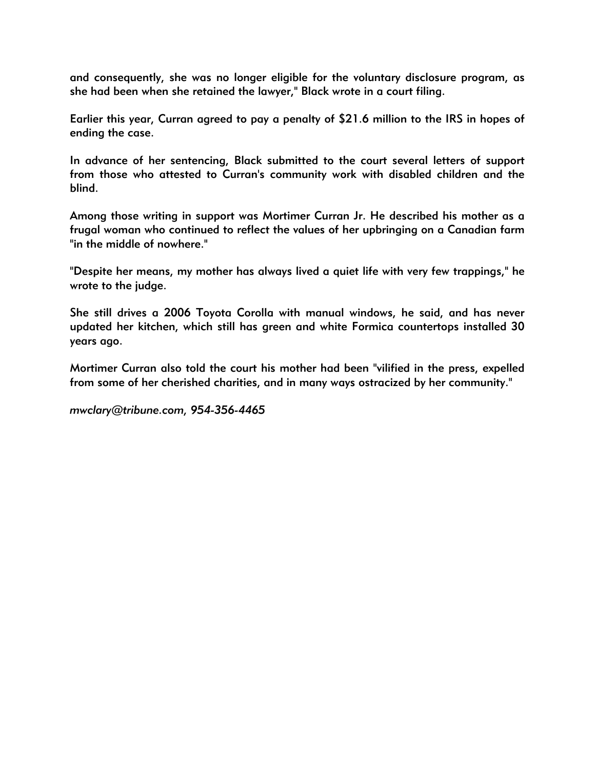and consequently, she was no longer eligible for the voluntary disclosure program, as she had been when she retained the lawyer," Black wrote in a court filing.

Earlier this year, Curran agreed to pay a penalty of $21.6 million to the IRS in hopes of ending the case.

In advance of her sentencing, Black submitted to the court several letters of support from those who attested to Curran's community work with disabled children and the blind.

Among those writing in support was Mortimer Curran Jr. He described his mother as a frugal woman who continued to reflect the values of her upbringing on a Canadian farm "in the middle of nowhere."

"Despite her means, my mother has always lived a quiet life with very few trappings," he wrote to the judge.

She still drives a 2006 Toyota Corolla with manual windows, he said, and has never updated her kitchen, which still has green and white Formica countertops installed 30 years ago.

Mortimer Curran also told the court his mother had been "vilified in the press, expelled from some of her cherished charities, and in many ways ostracized by her community."

*mwclary@tribune.com, 954-356-4465*